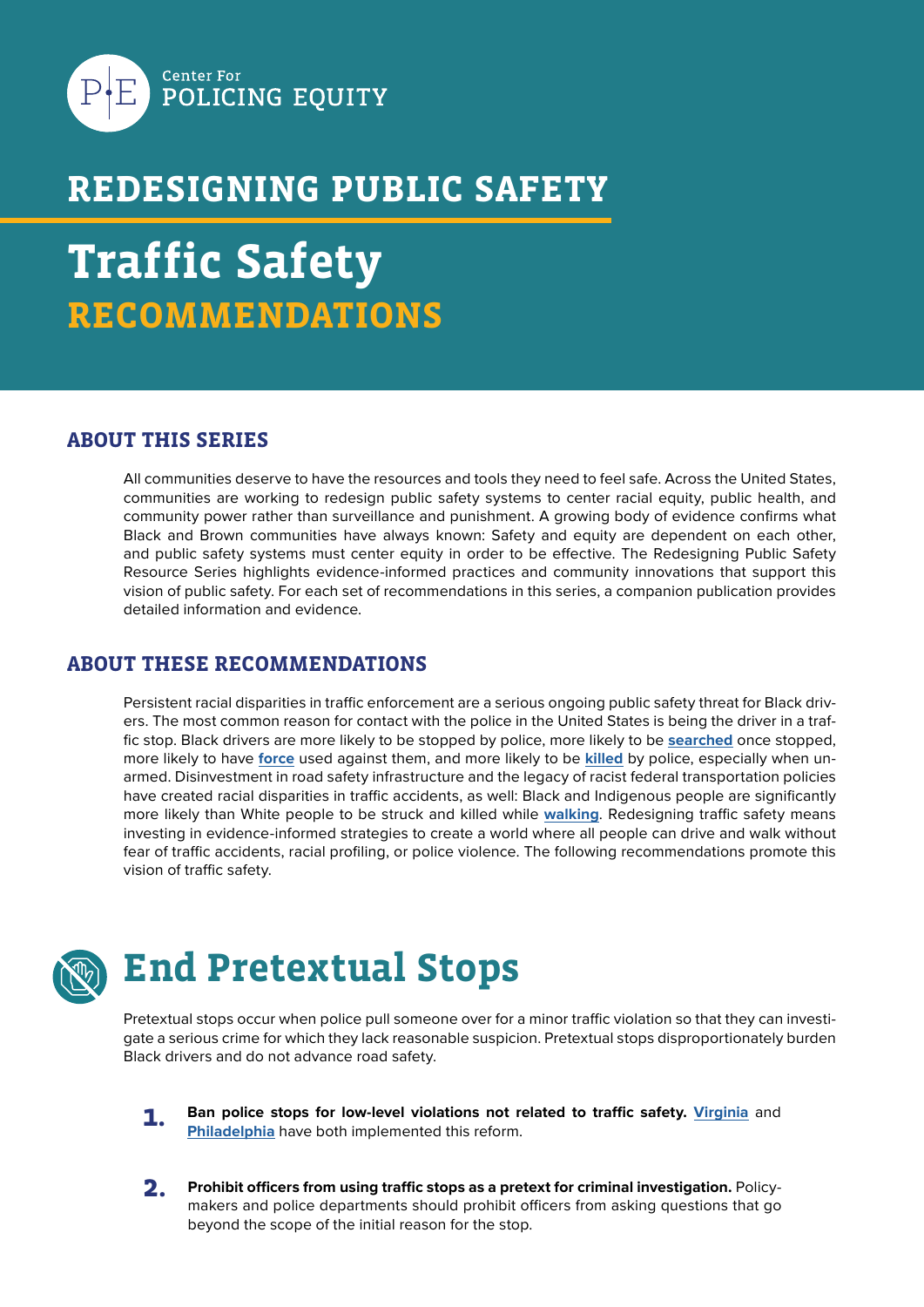Center For POLICING EQUITY

# REDESIGNING PUBLIC SAFETY

# Traffic Safety RECOMMENDATIONS

## ABOUT THIS SERIES

All communities deserve to have the resources and tools they need to feel safe. Across the United States, communities are working to redesign public safety systems to center racial equity, public health, and community power rather than surveillance and punishment. A growing body of evidence confirms what Black and Brown communities have always known: Safety and equity are dependent on each other, and public safety systems must center equity in order to be effective. The Redesigning Public Safety Resource Series highlights evidence-informed practices and community innovations that support this vision of public safety. For each set of recommendations in this series, a companion publication provides detailed information and evidence.

## ABOUT THESE RECOMMENDATIONS

Persistent racial disparities in traffic enforcement are a serious ongoing public safety threat for Black drivers. The most common reason for contact with the police in the United States is being the driver in a traffic stop. Black drivers are more likely to be stopped by police, more likely to be **searched** once stopped, more likely to have **force** used against them, and more likely to be **killed** by police, especially when unarmed. Disinvestment in road safety infrastructure and the legacy of racist federal transportation policies have created racial disparities in traffic accidents, as well: Black and Indigenous people are significantly more likely than White people to be struck and killed while **walking**. Redesigning traffic safety means investing in evidence-informed strategies to create a world where all people can drive and walk without fear of traffic accidents, racial profiling, or police violence. The following recommendations promote this vision of traffic safety.

# End Pretextual Stops

Pretextual stops occur when police pull someone over for a minor traffic violation so that they can investigate a serious crime for which they lack reasonable suspicion. Pretextual stops disproportionately burden Black drivers and do not advance road safety.

1. **Ban police stops for low-level violations not related to traffic safety.** **Virginia** and **Philadelphia** have both implemented this reform.

2. **Prohibit officers from using traffic stops as a pretext for criminal investigation.** Policymakers and police departments should prohibit officers from asking questions that go beyond the scope of the initial reason for the stop.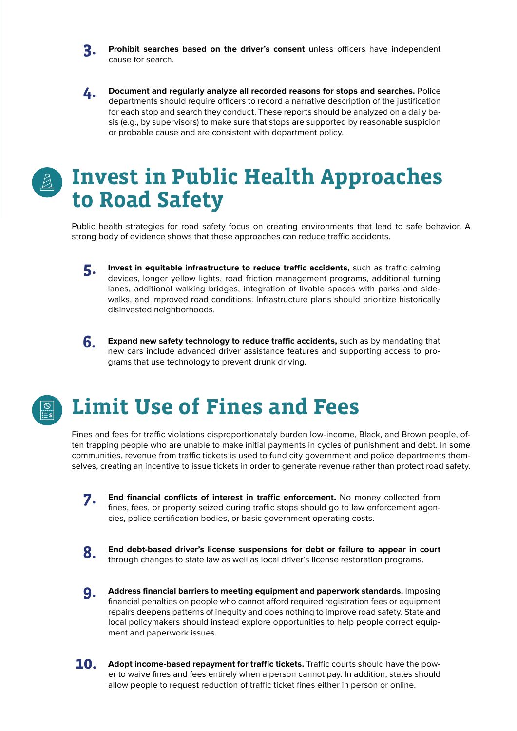3. **Prohibit searches based on the driver's consent** unless officers have independent cause for search.

4. **Document and regularly analyze all recorded reasons for stops and searches.** Police departments should require officers to record a narrative description of the justification for each stop and search they conduct. These reports should be analyzed on a daily basis (e.g., by supervisors) to make sure that stops are supported by reasonable suspicion or probable cause and are consistent with department policy.

## Invest in Public Health Approaches to Road Safety

Public health strategies for road safety focus on creating environments that lead to safe behavior. A strong body of evidence shows that these approaches can reduce traffic accidents.

5. **Invest in equitable infrastructure to reduce traffic accidents,** such as traffic calming devices, longer yellow lights, road friction management programs, additional turning lanes, additional walking bridges, integration of livable spaces with parks and sidewalks, and improved road conditions. Infrastructure plans should prioritize historically disinvested neighborhoods.

6. **Expand new safety technology to reduce traffic accidents,** such as by mandating that new cars include advanced driver assistance features and supporting access to programs that use technology to prevent drunk driving.

## Limit Use of Fines and Fees

Fines and fees for traffic violations disproportionately burden low-income, Black, and Brown people, often trapping people who are unable to make initial payments in cycles of punishment and debt. In some communities, revenue from traffic tickets is used to fund city government and police departments themselves, creating an incentive to issue tickets in order to generate revenue rather than protect road safety.

7. **End financial conflicts of interest in traffic enforcement.** No money collected from fines, fees, or property seized during traffic stops should go to law enforcement agencies, police certification bodies, or basic government operating costs.

8. **End debt-based driver's license suspensions for debt or failure to appear in court** through changes to state law as well as local driver's license restoration programs.

9. **Address financial barriers to meeting equipment and paperwork standards.** Imposing financial penalties on people who cannot afford required registration fees or equipment repairs deepens patterns of inequity and does nothing to improve road safety. State and local policymakers should instead explore opportunities to help people correct equipment and paperwork issues.

10. **Adopt income-based repayment for traffic tickets.** Traffic courts should have the power to waive fines and fees entirely when a person cannot pay. In addition, states should allow people to request reduction of traffic ticket fines either in person or online.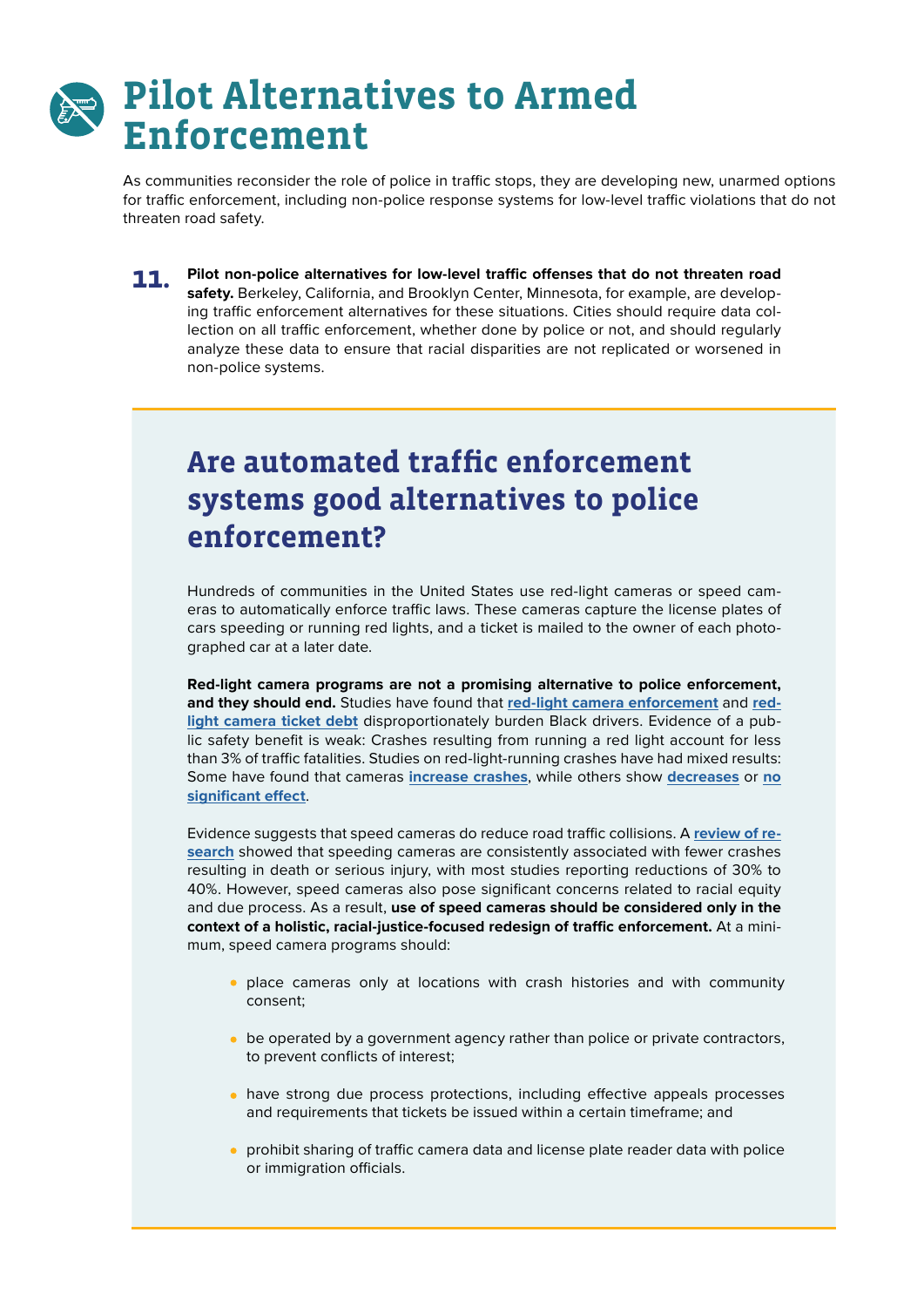# Pilot Alternatives to Armed Enforcement

As communities reconsider the role of police in traffic stops, they are developing new, unarmed options for traffic enforcement, including non-police response systems for low-level traffic violations that do not threaten road safety.

**11.** **Pilot non-police alternatives for low-level traffic offenses that do not threaten road safety.** Berkeley, California, and Brooklyn Center, Minnesota, for example, are developing traffic enforcement alternatives for these situations. Cities should require data collection on all traffic enforcement, whether done by police or not, and should regularly analyze these data to ensure that racial disparities are not replicated or worsened in non-police systems.

## Are automated traffic enforcement systems good alternatives to police enforcement?

Hundreds of communities in the United States use red-light cameras or speed cameras to automatically enforce traffic laws. These cameras capture the license plates of cars speeding or running red lights, and a ticket is mailed to the owner of each photographed car at a later date.

**Red-light camera programs are not a promising alternative to police enforcement, and they should end.** Studies have found that **red-light camera enforcement** and **red-light camera ticket debt** disproportionately burden Black drivers. Evidence of a public safety benefit is weak: Crashes resulting from running a red light account for less than 3% of traffic fatalities. Studies on red-light-running crashes have had mixed results: Some have found that cameras **increase crashes**, while others show **decreases** or **no significant effect**.

Evidence suggests that speed cameras do reduce road traffic collisions. A **review of research** showed that speeding cameras are consistently associated with fewer crashes resulting in death or serious injury, with most studies reporting reductions of 30% to 40%. However, speed cameras also pose significant concerns related to racial equity and due process. As a result, **use of speed cameras should be considered only in the context of a holistic, racial-justice-focused redesign of traffic enforcement.** At a minimum, speed camera programs should:

- place cameras only at locations with crash histories and with community consent;
- be operated by a government agency rather than police or private contractors, to prevent conflicts of interest;
- have strong due process protections, including effective appeals processes and requirements that tickets be issued within a certain timeframe; and
- prohibit sharing of traffic camera data and license plate reader data with police or immigration officials.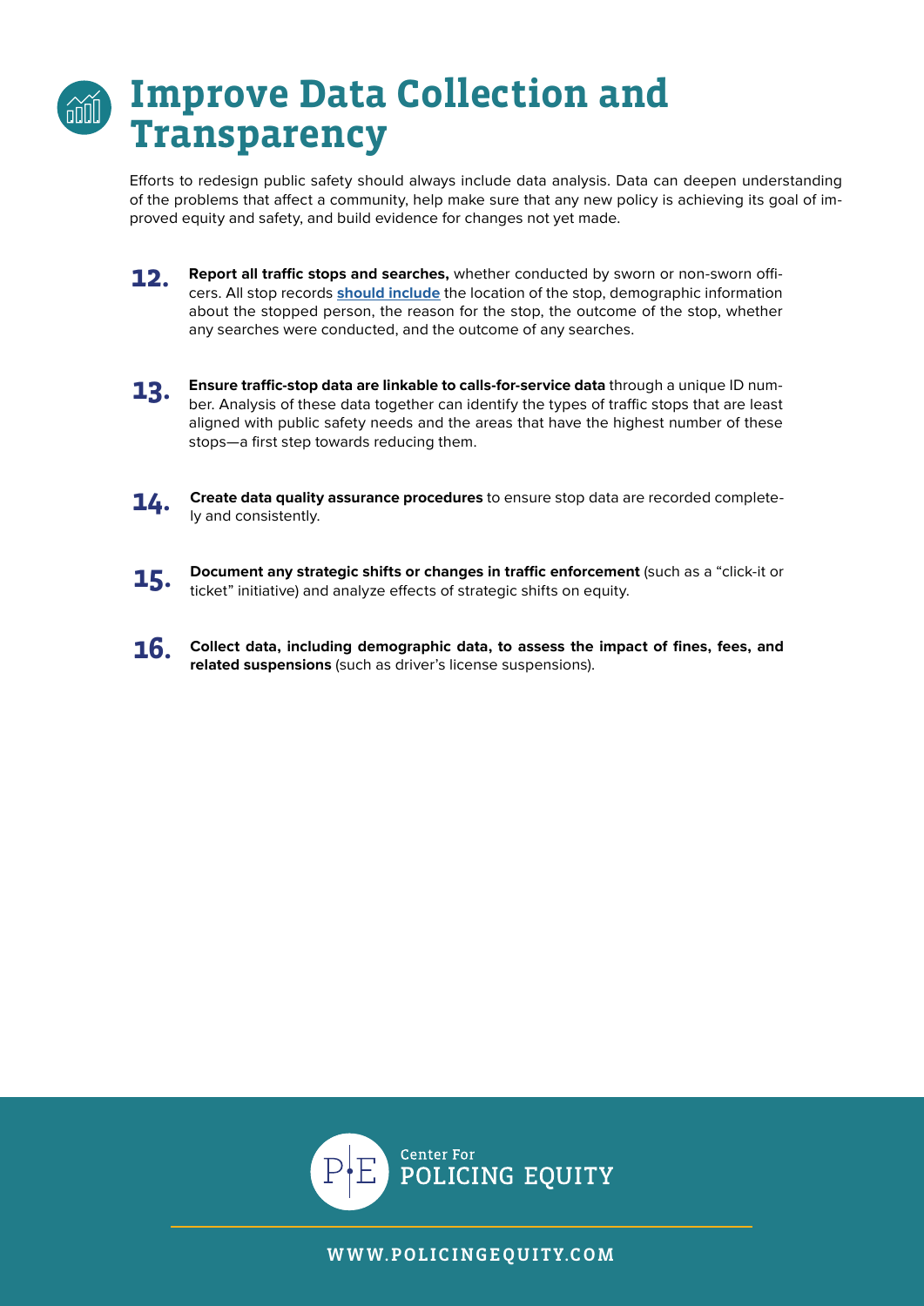# Improve Data Collection and Transparency

Efforts to redesign public safety should always include data analysis. Data can deepen understanding of the problems that affect a community, help make sure that any new policy is achieving its goal of improved equity and safety, and build evidence for changes not yet made.

12. **Report all traffic stops and searches,** whether conducted by sworn or non-sworn officers. All stop records **should include** the location of the stop, demographic information about the stopped person, the reason for the stop, the outcome of the stop, whether any searches were conducted, and the outcome of any searches.

13. **Ensure traffic-stop data are linkable to calls-for-service data** through a unique ID number. Analysis of these data together can identify the types of traffic stops that are least aligned with public safety needs and the areas that have the highest number of these stops—a first step towards reducing them.

14. **Create data quality assurance procedures** to ensure stop data are recorded completely and consistently.

15. **Document any strategic shifts or changes in traffic enforcement** (such as a "click-it or ticket" initiative) and analyze effects of strategic shifts on equity.

16. **Collect data, including demographic data, to assess the impact of fines, fees, and related suspensions** (such as driver's license suspensions).

Center For POLICING EQUITY

WWW.POLICINGEQUITY.COM